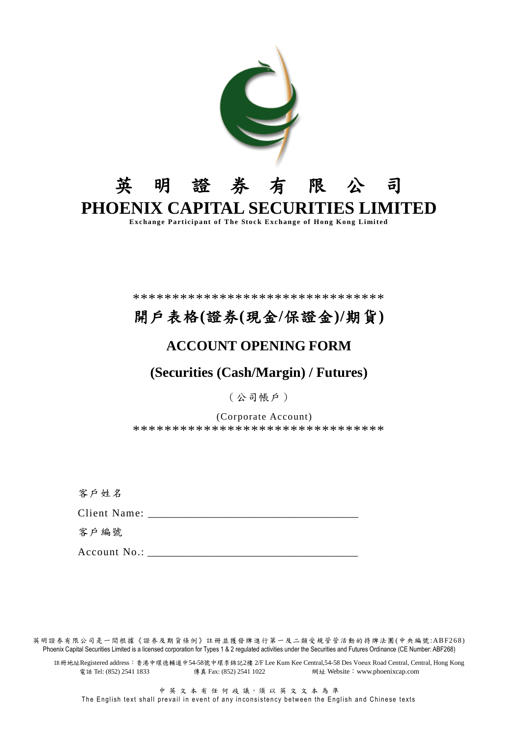# 英 明 證 券 有 限 公 司

# PHOENIX CAPITAL SECURITIES LIMITED

**Exchange Participant of The Stock Exchange of Hong Kong Limited**

********************************

## 開戶表格(證券(現金/保證金)/期貨)

## ACCOUNT OPENING FORM

## (Securities (Cash/Margin) / Futures)

（公司帳戶）

(Corporate Account)

********************************

客戶姓名

Client Name: ______________________________________

客戶編號

Account No.: ______________________________________

英明證券有限公司是一間根據《證券及期貨條例》註冊並獲發牌進行第一及二類受規管管活動的持牌法團(中央編號:ABF268)
Phoenix Capital Securities Limited is a licensed corporation for Types 1 & 2 regulated activities under the Securities and Futures Ordinance (CE Number: ABF268)

註冊地址Registered address：香港中環德輔道中54-58號中環李錦記2樓 2/F Lee Kum Kee Central,54-58 Des Voeux Road Central, Central, Hong Kong
電話 Tel: (852) 2541 1833 傳真 Fax: (852) 2541 1022 網址 Website：www.phoenixcap.com

中英文本有任何歧議，須以英文文本為準
The English text shall prevail in event of any inconsistency between the English and Chinese texts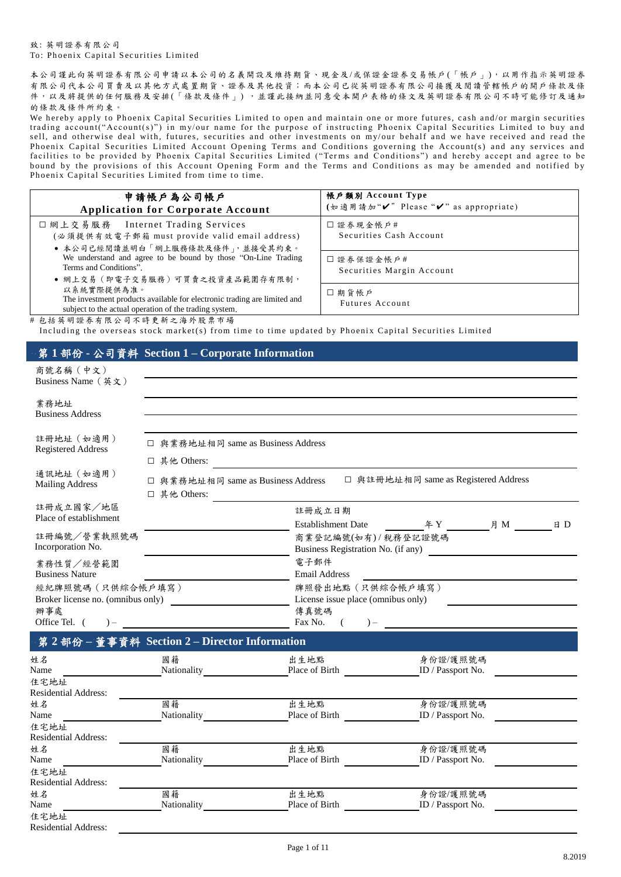致：英明證券有限公司
To: Phoenix Capital Securities Limited

本公司謹此向英明證券有限公司申請以本公司的名義開設及維持期貨、現金及/或保證金證券交易帳戶(「帳戶」)，以用作指示英明證券有限公司代本公司買賣及以其他方式處置期貨、證券及其他投資；而本公司已從英明證券有限公司接獲及閱讀管轄帳戶的開戶條款及條件，以及將提供的任何服務及安排(「條款及條件」)，並謹此接納並同意受本開戶表格的條文及英明證券有限公司不時可能修訂及通知的條款及條件所約束。

We hereby apply to Phoenix Capital Securities Limited to open and maintain one or more futures, cash and/or margin securities trading account("Account(s)") in my/our name for the purpose of instructing Phoenix Capital Securities Limited to buy and sell, and otherwise deal with, futures, securities and other investments on my/our behalf and we have received and read the Phoenix Capital Securities Limited Account Opening Terms and Conditions governing the Account(s) and any services and facilities to be provided by Phoenix Capital Securities Limited ("Terms and Conditions") and hereby accept and agree to be bound by the provisions of this Account Opening Form and the Terms and Conditions as may be amended and notified by Phoenix Capital Securities Limited from time to time.

| 申請帳戶為公司帳戶<br>**Application for Corporate Account** | 帳戶類別 Account Type<br>(如適用請加"✔" Please "✔" as appropriate) |
|---|---|
| ☐ 網上交易服務 Internet Trading Services<br>(必須提供有效電子郵箱 must provide valid email address)<br>• 本公司已經閱讀並明白「網上服務條款及條件」，並接受其約束。We understand and agree to be bound by those "On-Line Trading Terms and Conditions".<br>• 網上交易（即電子交易服務）可買賣之投資產品範圍存有限制，以系統實際提供為準。The investment products available for electronic trading are limited and subject to the actual operation of the trading system. | ☐ 證券現金帳戶#<br>Securities Cash Account<br>☐ 證券保證金帳戶#<br>Securities Margin Account<br>☐ 期貨帳戶<br>Futures Account |

# 包括英明證券有限公司不時更新之海外股票市場
Including the overseas stock market(s) from time to time updated by Phoenix Capital Securities Limited

## 第 1 部份 - 公司資料 Section 1 – Corporate Information

商號名稱（中文）
Business Name（英文） ____________________

業務地址
Business Address ____________________

註冊地址（如適用）
Registered Address
☐ 與業務地址相同 same as Business Address
☐ 其他 Others: ____________________

通訊地址（如適用）
Mailing Address
☐ 與業務地址相同 same as Business Address　☐ 與註冊地址相同 same as Registered Address
☐ 其他 Others: ____________________

註冊成立國家／地區
Place of establishment ____________________

註冊成立日期
Establishment Date ______ 年 Y ______ 月 M ______ 日 D

註冊編號／營業執照號碼
Incorporation No. ____________________

商業登記編號(如有) / 稅務登記證號碼
Business Registration No. (if any) ____________________

業務性質／經營範圍
Business Nature ____________________

電子郵件
Email Address ____________________

經紀牌照號碼（只供綜合帳戶填寫）
Broker license no. (omnibus only) ____________________

牌照發出地點（只供綜合帳戶填寫）
License issue place (omnibus only) ____________________

辦事處
Office Tel. (　　) – ____________________

傳真號碼
Fax No. (　　) – ____________________

## 第 2 部份 – 董事資料 Section 2 – Director Information

姓名 Name ________ 國籍 Nationality ________ 出生地點 Place of Birth ________ 身份證/護照號碼 ID / Passport No. ________
住宅地址 Residential Address: ____________________

姓名 Name ________ 國籍 Nationality ________ 出生地點 Place of Birth ________ 身份證/護照號碼 ID / Passport No. ________
住宅地址 Residential Address: ____________________

姓名 Name ________ 國籍 Nationality ________ 出生地點 Place of Birth ________ 身份證/護照號碼 ID / Passport No. ________
住宅地址 Residential Address: ____________________

姓名 Name ________ 國籍 Nationality ________ 出生地點 Place of Birth ________ 身份證/護照號碼 ID / Passport No. ________
住宅地址 Residential Address: ____________________

8.2019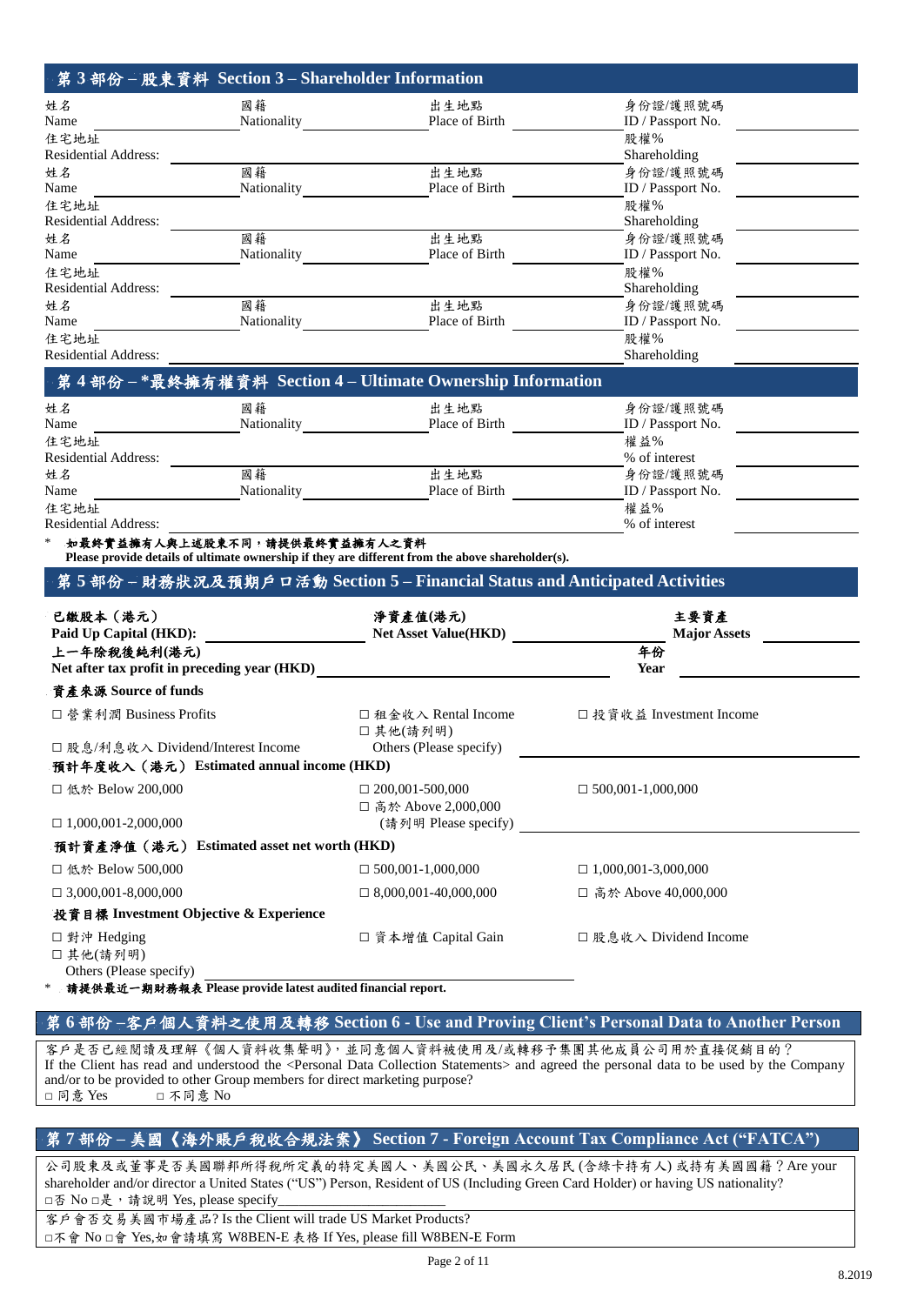## 第 3 部份 – 股東資料 Section 3 – Shareholder Information

| 姓名 Name | 國籍 Nationality | 出生地點 Place of Birth | 身份證/護照號碼 ID / Passport No. |
|---|---|---|---|
| 住宅地址 Residential Address: | | | 股權% Shareholding |
| 姓名 Name | 國籍 Nationality | 出生地點 Place of Birth | 身份證/護照號碼 ID / Passport No. |
| 住宅地址 Residential Address: | | | 股權% Shareholding |
| 姓名 Name | 國籍 Nationality | 出生地點 Place of Birth | 身份證/護照號碼 ID / Passport No. |
| 住宅地址 Residential Address: | | | 股權% Shareholding |
| 姓名 Name | 國籍 Nationality | 出生地點 Place of Birth | 身份證/護照號碼 ID / Passport No. |
| 住宅地址 Residential Address: | | | 股權% Shareholding |

## 第 4 部份 – *最終擁有權資料 Section 4 – Ultimate Ownership Information

| 姓名 Name | 國籍 Nationality | 出生地點 Place of Birth | 身份證/護照號碼 ID / Passport No. |
|---|---|---|---|
| 住宅地址 Residential Address: | | | 權益% % of interest |
| 姓名 Name | 國籍 Nationality | 出生地點 Place of Birth | 身份證/護照號碼 ID / Passport No. |
| 住宅地址 Residential Address: | | | 權益% % of interest |

\* **如最終實益擁有人與上述股東不同，請提供最終實益擁有人之資料**
**Please provide details of ultimate ownership if they are different from the above shareholder(s).**

## 第 5 部份 – 財務狀況及預期戶口活動 Section 5 – Financial Status and Anticipated Activities

**已繳股本（港元） Paid Up Capital (HKD):** ____________ **淨資產值(港元) Net Asset Value(HKD)** ____________ **主要資產 Major Assets** ____________

**上一年除稅後純利(港元) Net after tax profit in preceding year (HKD)** ____________ **年份 Year** ____________

**資產來源 Source of funds**

□ 營業利潤 Business Profits　□ 租金收入 Rental Income　□ 投資收益 Investment Income
□ 股息/利息收入 Dividend/Interest Income　□ 其他(請列明) Others (Please specify) ____________

**預計年度收入（港元） Estimated annual income (HKD)**

□ 低於 Below 200,000　□ 200,001-500,000　□ 500,001-1,000,000
□ 1,000,001-2,000,000　□ 高於 Above 2,000,000 (請列明 Please specify) ____________

**預計資產淨值（港元） Estimated asset net worth (HKD)**

□ 低於 Below 500,000　□ 500,001-1,000,000　□ 1,000,001-3,000,000
□ 3,000,001-8,000,000　□ 8,000,001-40,000,000　□ 高於 Above 40,000,000

**投資目標 Investment Objective & Experience**

□ 對沖 Hedging　□ 資本增值 Capital Gain　□ 股息收入 Dividend Income
□ 其他(請列明) Others (Please specify) ____________

\* **請提供最近一期財務報表 Please provide latest audited financial report.**

## 第 6 部份 –客戶個人資料之使用及轉移 Section 6 - Use and Proving Client's Personal Data to Another Person

客戶是否已經閱讀及理解《個人資料收集聲明》，並同意個人資料被使用及/或轉移予集團其他成員公司用於直接促銷目的？
If the Client has read and understood the <Personal Data Collection Statements> and agreed the personal data to be used by the Company and/or to be provided to other Group members for direct marketing purpose?
□ 同意 Yes　□ 不同意 No

## 第 7 部份 – 美國《海外賬戶稅收合規法案》 Section 7 - Foreign Account Tax Compliance Act ("FATCA")

公司股東及或董事是否美國聯邦所得稅所定義的特定美國人、美國公民、美國永久居民(含綠卡持有人)或持有美國國籍？Are your shareholder and/or director a United States ("US") Person, Resident of US (Including Green Card Holder) or having US nationality?
□否 No □是，請說明 Yes, please specify____________

客戶會否交易美國市場產品? Is the Client will trade US Market Products?
□不會 No □會 Yes,如會請填寫 W8BEN-E 表格 If Yes, please fill W8BEN-E Form

8.2019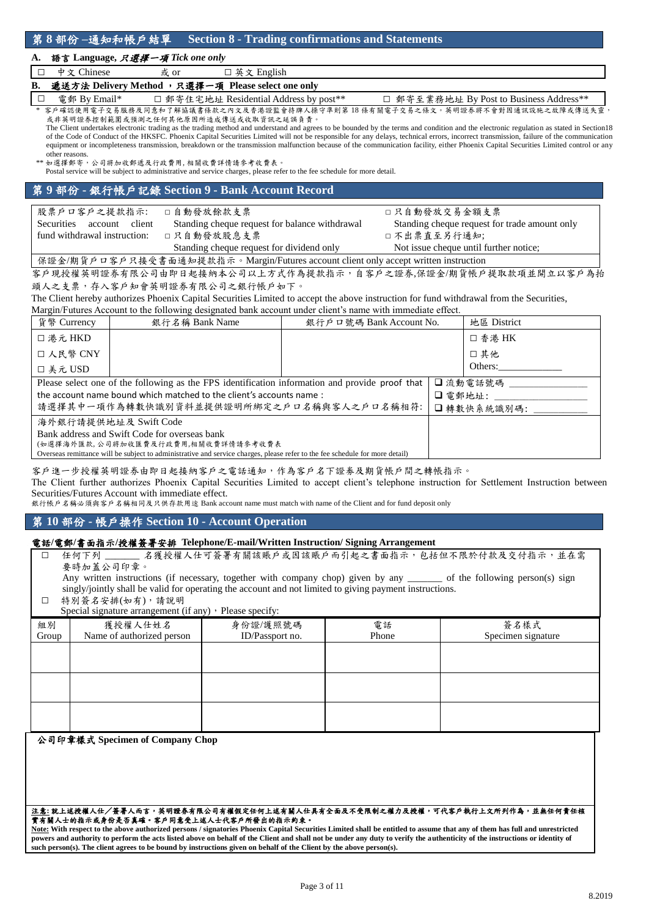## 第 8 部份 –通知和帳戶結單 Section 8 - Trading confirmations and Statements

**A. 語言 Language, *只選擇一項 Tick one only***

| □ 中文 Chinese 或 or □ 英文 English |
|---|

**B. 遞送方法 Delivery Method ，只選擇一項 Please select one only**

| □ 電郵 By Email* | □ 郵寄住宅地址 Residential Address by post** | □ 郵寄至業務地址 By Post to Business Address** |
|---|---|---|

\* 客戶確認使用電子交易服務及同意和了解協議書條款之內文及香港證監會持牌人操守準則第 18 條有關電子交易之條文。英明證券將不會對因通訊設施之故障或傳送失靈，或非英明證券控制範圍或預測之任何其他原因所造成傳送或收取資訊之延誤負責。
The Client undertakes electronic trading as the trading method and understand and agrees to be bounded by the terms and condition and the electronic regulation as stated in Section18 of the Code of Conduct of the HKSFC. Phoenix Capital Securities Limited will not be responsible for any delays, technical errors, incorrect transmission, failure of the communication equipment or incompleteness transmission, breakdown or the transmission malfunction because of the communication facility, either Phoenix Capital Securities Limited control or any other reasons.

\*\* 如選擇郵寄，公司將加收郵遞及行政費用, 相關收費詳情請參考收費表。
Postal service will be subject to administrative and service charges, please refer to the fee schedule for more detail.

## 第 9 部份 - 銀行帳戶記錄 Section 9 - Bank Account Record

| 股票戶口客戶之提款指示: Securities account client fund withdrawal instruction: | □ 自動發放餘款支票 Standing cheque request for balance withdrawal<br>□ 只自動發放股息支票 Standing cheque request for dividend only | □ 只自動發放交易金額支票 Standing cheque request for trade amount only<br>□ 不出票直至另行通知; Not issue cheque until further notice; |
|---|---|---|
| 保證金/期貨戶口客戶只接受書面通知提款指示。Margin/Futures account client only accept written instruction | | |

客戶現授權英明證券有限公司由即日起接納本公司以上方式作為提款指示，自客戶之證券,保證金/期貨帳戶提取款項並開立以客戶為抬頭人之支票，存入客戶知會英明證券有限公司之銀行帳戶如下。
The Client hereby authorizes Phoenix Capital Securities Limited to accept the above instruction for fund withdrawal from the Securities, Margin/Futures Account to the following designated bank account under client's name with immediate effect.

| 貨幣 Currency | 銀行名稱 Bank Name | 銀行戶口號碼 Bank Account No. | 地區 District |
|---|---|---|---|
| □ 港元 HKD | | | □ 香港 HK |
| □ 人民幣 CNY | | | □ 其他 |
| □ 美元 USD | | | Others:____________ |
| Please select one of the following as the FPS identification information and provide proof that the account name bound which matched to the client's accounts name :<br>請選擇其中一項作為轉數快識別資料並提供證明所綁定之戶口名稱與客人之戶口名稱相符: | | | ❑ 流動電話號碼 ____________<br>❑ 電郵地址: ____________<br>❑ 轉數快系統識別碼: ____________ |
| 海外銀行請提供地址及 Swift Code<br>Bank address and Swift Code for overseas bank<br>(如選擇海外匯款, 公司將加收匯費及行政費用,相關收費詳情請參考收費表<br>Overseas remittance will be subject to administrative and service charges, please refer to the fee schedule for more detail) | | | |

客戶進一步授權英明證券由即日起接納客戶之電話通知，作為客戶名下證券及期貨帳戶間之轉帳指示。
The Client further authorizes Phoenix Capital Securities Limited to accept client's telephone instruction for Settlement Instruction between Securities/Futures Account with immediate effect.
銀行帳戶名稱必須與客戶名稱相同及只供存款用途 Bank account name must match with name of the Client and for fund deposit only

## 第 10 部份 - 帳戶操作 Section 10 - Account Operation

**電話/電郵/書面指示/授權簽署安排 Telephone/E-mail/Written Instruction/ Signing Arrangement**

□ 任何下列 ______ 名獲授權人仕可簽署有關該賬戶或因該賬戶而引起之書面指示，包括但不限於付款及交付指示，並在需要時加蓋公司印章。
Any written instructions (if necessary, together with company chop) given by any ______ of the following person(s) sign singly/jointly shall be valid for operating the account and not limited to giving payment instructions.

□ 特別簽名安排(如有)，請說明
Special signature arrangement (if any)，Please specify:

| 組別 Group | 獲授權人仕姓名 Name of authorized person | 身份證/護照號碼 ID/Passport no. | 電話 Phone | 簽名樣式 Specimen signature |
|---|---|---|---|---|
| | | | | |
| | | | | |
| | | | | |

**公司印章樣式 Specimen of Company Chop**

**注意: 就上述授權人仕／簽署人而言，英明證券有限公司有權假定任何上述有關人仕具有全面及不受限制之權力及授權，可代客戶執行上文所列作為，並無任何責任核實有關人士的指示或身份是否真確。客戶同意受上述人士代客戶所發出的指示約束。**
**Note: With respect to the above authorized persons / signatories Phoenix Capital Securities Limited shall be entitled to assume that any of them has full and unrestricted powers and authority to perform the acts listed above on behalf of the Client and shall not be under any duty to verify the authenticity of the instructions or identity of such person(s). The client agrees to be bound by instructions given on behalf of the Client by the above person(s).**

8.2019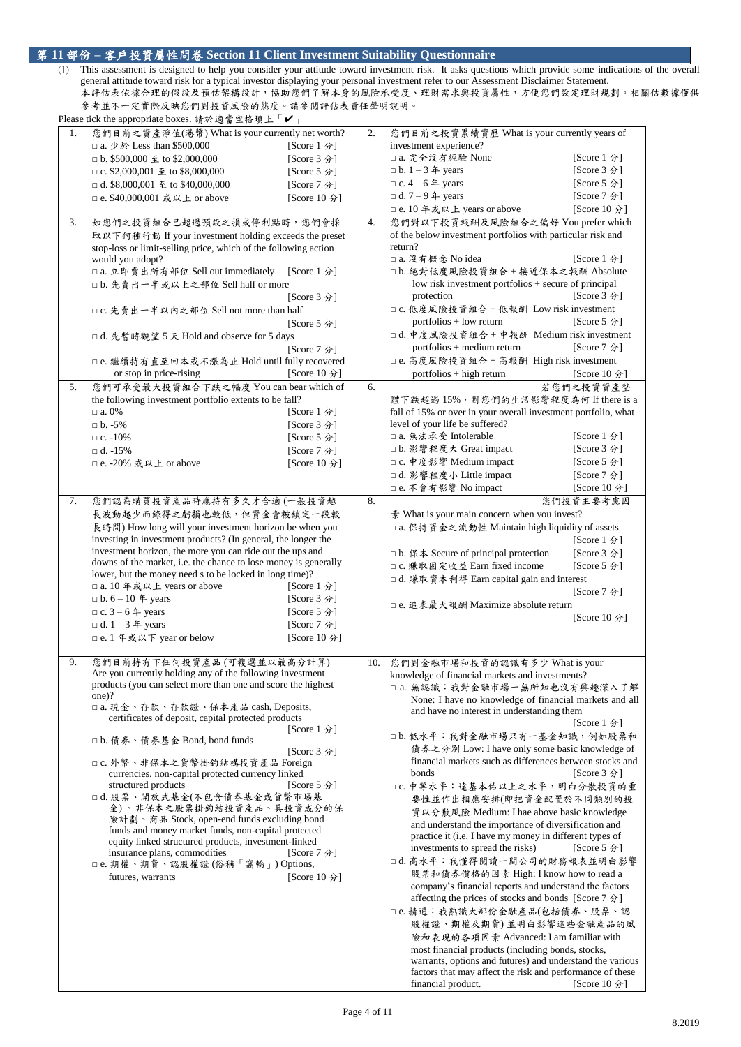## 第 11 部份 – 客戶投資屬性問卷 Section 11 Client Investment Suitability Questionnaire

(1) This assessment is designed to help you consider your attitude toward investment risk. It asks questions which provide some indications of the overall general attitude toward risk for a typical investor displaying your personal investment refer to our Assessment Disclaimer Statement.
本評估表依據合理的假設及預估架構設計，協助您們了解本身的風險承受度、理財需求與投資屬性，方便您們設定理財規劃。相關估數據僅供參考並不一定實際反映您們對投資風險的態度。請參閱評估表責任聲明說明。

Please tick the appropriate boxes. 請於適當空格填上「✔」

**1. 您們目前之資產淨值(港幣) What is your currently net worth?**
- □ a. 少於 Less than $500,000 [Score 1 分]
- □ b. $500,000 至 to $2,000,000 [Score 3 分]
- □ c. $2,000,001 至 to $8,000,000 [Score 5 分]
- □ d. $8,000,001 至 to $40,000,000 [Score 7 分]
- □ e. $40,000,001 或以上 or above [Score 10 分]

**2. 您們目前之投資累績資歷 What is your currently years of investment experience?**
- □ a. 完全沒有經驗 None [Score 1 分]
- □ b. 1 – 3 年 years [Score 3 分]
- □ c. 4 – 6 年 years [Score 5 分]
- □ d. 7 – 9 年 years [Score 7 分]
- □ e. 10 年或以上 years or above [Score 10 分]

**3. 如您們之投資組合已超過預設之損或停利點時，您們會採取以下何種行動 If your investment holding exceeds the preset stop-loss or limit-selling price, which of the following action would you adopt?**
- □ a. 立即賣出所有部位 Sell out immediately [Score 1 分]
- □ b. 先賣出一半或以上之部位 Sell half or more [Score 3 分]
- □ c. 先賣出一半以內之部位 Sell not more than half [Score 5 分]
- □ d. 先暫時觀望 5 天 Hold and observe for 5 days [Score 7 分]
- □ e. 繼續持有直至回本或不漲為止 Hold until fully recovered or stop in price-rising [Score 10 分]

**4. 您們對以下投資報酬及風險組合之偏好 You prefer which of the below investment portfolios with particular risk and return?**
- □ a. 沒有概念 No idea [Score 1 分]
- □ b. 絕對低度風險投資組合 + 接近保本之報酬 Absolute low risk investment portfolios + secure of principal protection [Score 3 分]
- □ c. 低度風險投資組合 + 低報酬 Low risk investment portfolios + low return [Score 5 分]
- □ d. 中度風險投資組合 + 中報酬 Medium risk investment portfolios + medium return [Score 7 分]
- □ e. 高度風險投資組合 + 高報酬 High risk investment portfolios + high return [Score 10 分]

**5. 您們可承受最大投資組合下跌之幅度 You can bear which of the following investment portfolio extents to be fall?**
- □ a. 0% [Score 1 分]
- □ b. -5% [Score 3 分]
- □ c. -10% [Score 5 分]
- □ d. -15% [Score 7 分]
- □ e. -20% 或以上 or above [Score 10 分]

**6. 若您們之投資資產整體下跌超過 15%，對您們的生活影響程度為何 If there is a fall of 15% or over in your overall investment portfolio, what level of your life be suffered?**
- □ a. 無法承受 Intolerable [Score 1 分]
- □ b. 影響程度大 Great impact [Score 3 分]
- □ c. 中度影響 Medium impact [Score 5 分]
- □ d. 影響程度小 Little impact [Score 7 分]
- □ e. 不會有影響 No impact [Score 10 分]

**7. 您們認為購買投資產品時應持有多久才合適 (一般投資越長波動越少而錄得之虧損也較低，但資金會被鎖定一段較長時間) How long will your investment horizon be when you investing in investment products? (In general, the longer the investment horizon, the more you can ride out the ups and downs of the market, i.e. the chance to lose money is generally lower, but the money need s to be locked in long time)?**
- □ a. 10 年或以上 years or above [Score 1 分]
- □ b. 6 – 10 年 years [Score 3 分]
- □ c. 3 – 6 年 years [Score 5 分]
- □ d. 1 – 3 年 years [Score 7 分]
- □ e. 1 年或以下 year or below [Score 10 分]

**8. 您們投資主要考慮因素 What is your main concern when you invest?**
- □ a. 保持資金之流動性 Maintain high liquidity of assets [Score 1 分]
- □ b. 保本 Secure of principal protection [Score 3 分]
- □ c. 賺取固定收益 Earn fixed income [Score 5 分]
- □ d. 賺取資本利得 Earn capital gain and interest [Score 7 分]
- □ e. 追求最大報酬 Maximize absolute return [Score 10 分]

**9. 您們目前持有下任何投資產品 (可複選並以最高分計算) Are you currently holding any of the following investment products (you can select more than one and score the highest one)?**
- □ a. 現金、存款、存款證、保本產品 cash, Deposits, certificates of deposit, capital protected products [Score 1 分]
- □ b. 債券、債券基金 Bond, bond funds [Score 3 分]
- □ c. 外幣、非保本之貨幣掛鈎結構投資產品 Foreign currencies, non-capital protected currency linked structured products [Score 5 分]
- □ d. 股票、開放式基金(不包含債券基金或貨幣市場基金)、非保本之股票掛鈎結投資產品、具投資成分的保險計劃、商品 Stock, open-end funds excluding bond funds and money market funds, non-capital protected equity linked structured products, investment-linked insurance plans, commodities [Score 7 分]
- □ e. 期權、期貨、認股權證 (俗稱「窩輪」) Options, futures, warrants [Score 10 分]

**10. 您們對金融市場和投資的認識有多少 What is your knowledge of financial markets and investments?**
- □ a. 無認識：我對金融市場一無所知也沒有興趣深入了解 None: I have no knowledge of financial markets and all and have no interest in understanding them [Score 1 分]
- □ b. 低水平：我對金融市場只有一基金知識，例如股票和債券之分別 Low: I have only some basic knowledge of financial markets such as differences between stocks and bonds [Score 3 分]
- □ c. 中等水平：達基本佑以上之水平，明白分散投資的重要性並作出相應安排(即把資金配置於不同類別的投資以分散風險 Medium: I hae above basic knowledge and understand the importance of diversification and practice it (i.e. I have my money in different types of investments to spread the risks) [Score 5 分]
- □ d. 高水平：我懂得閱讀一間公司的財務報表並明白影響股票和債券價格的因素 High: I know how to read a company's financial reports and understand the factors affecting the prices of stocks and bonds [Score 7 分]
- □ e. 精通：我熟識大部份金融產品(包括債券、股票、認股權證、期權及期貨) 並明白影響這些金融產品的風險和表現的各項因素 Advanced: I am familiar with most financial products (including bonds, stocks, warrants, options and futures) and understand the various factors that may affect the risk and performance of these financial product. [Score 10 分]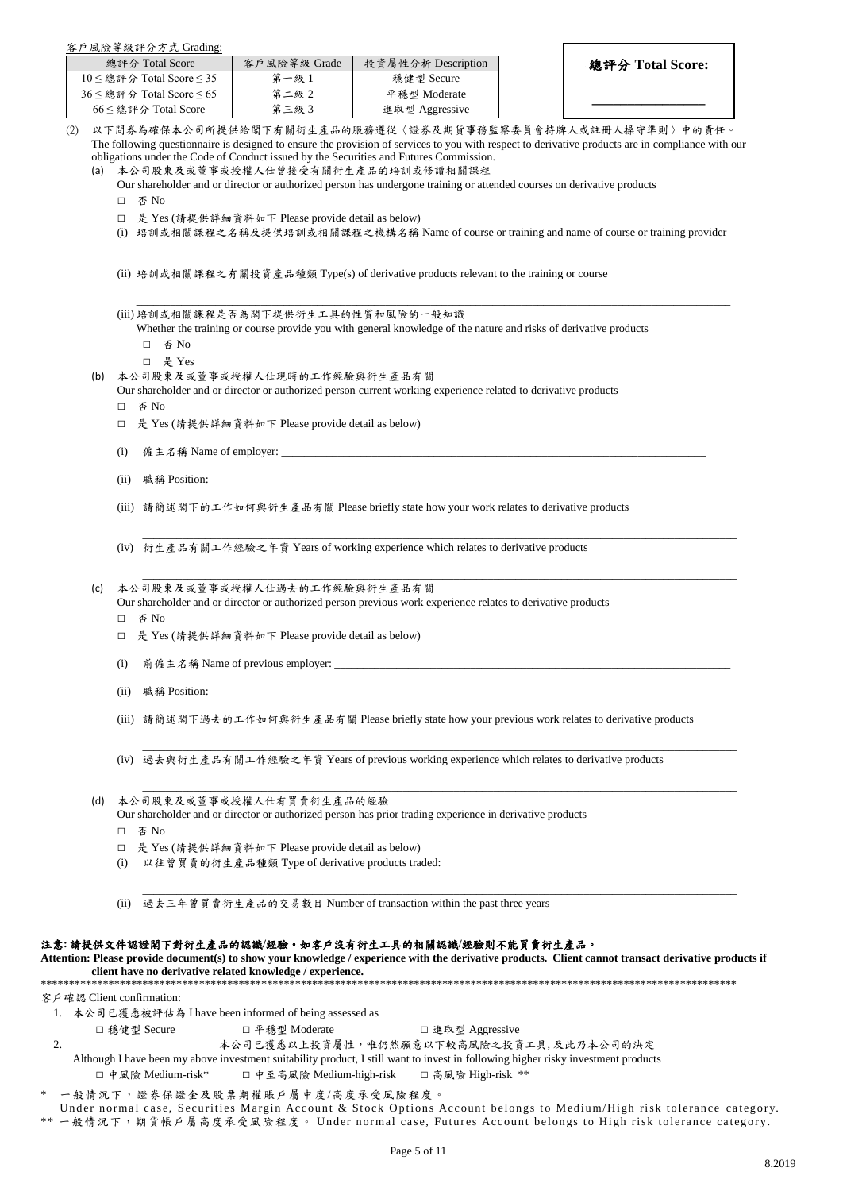客戶風險等級評分方式 Grading:

| 總評分 Total Score | 客戶風險等級 Grade | 投資屬性分析 Description |
| --- | --- | --- |
| 10 ≤ 總評分 Total Score ≤ 35 | 第一級 1 | 穩健型 Secure |
| 36 ≤ 總評分 Total Score ≤ 65 | 第二級 2 | 平穩型 Moderate |
| 66 ≤ 總評分 Total Score | 第三級 3 | 進取型 Aggressive |

**總評分 Total Score:**

\_\_\_\_\_\_\_\_\_\_\_\_\_\_\_\_

(2) 以下問券為確保本公司所提供給閣下有關衍生產品的服務遵從〈證券及期貨事務監察委員會持牌人或註冊人操守準則〉中的責任。
The following questionnaire is designed to ensure the provision of services to you with respect to derivative products are in compliance with our obligations under the Code of Conduct issued by the Securities and Futures Commission.

(a) 本公司股東及或董事或授權人仕曾接受有關衍生產品的培訓或修讀相關課程
Our shareholder and or director or authorized person has undergone training or attended courses on derivative products

□ 否 No

□ 是 Yes (請提供詳細資料如下 Please provide detail as below)

(i) 培訓或相關課程之名稱及提供培訓或相關課程之機構名稱 Name of course or training and name of course or training provider

\_\_\_\_\_\_\_\_\_\_\_\_\_\_\_\_\_\_\_\_\_\_\_\_\_\_\_\_\_\_\_\_\_\_\_\_\_\_\_\_\_\_\_\_\_\_\_\_

(ii) 培訓或相關課程之有關投資產品種類 Type(s) of derivative products relevant to the training or course

\_\_\_\_\_\_\_\_\_\_\_\_\_\_\_\_\_\_\_\_\_\_\_\_\_\_\_\_\_\_\_\_\_\_\_\_\_\_\_\_\_\_\_\_\_\_\_\_

(iii) 培訓或相關課程是否為閣下提供衍生工具的性質和風險的一般知識
Whether the training or course provide you with general knowledge of the nature and risks of derivative products

□ 否 No

□ 是 Yes

(b) 本公司股東及或董事或授權人仕現時的工作經驗與衍生產品有關
Our shareholder and or director or authorized person current working experience related to derivative products

□ 否 No

□ 是 Yes (請提供詳細資料如下 Please provide detail as below)

(i) 僱主名稱 Name of employer: \_\_\_\_\_\_\_\_\_\_\_\_\_\_\_\_\_\_\_\_\_\_\_\_\_\_\_\_\_\_\_\_\_\_\_\_\_\_\_\_

(ii) 職稱 Position: \_\_\_\_\_\_\_\_\_\_\_\_\_\_\_\_\_\_\_\_\_\_\_\_

(iii) 請簡述閣下的工作如何與衍生產品有關 Please briefly state how your work relates to derivative products

\_\_\_\_\_\_\_\_\_\_\_\_\_\_\_\_\_\_\_\_\_\_\_\_\_\_\_\_\_\_\_\_\_\_\_\_\_\_\_\_\_\_\_\_\_\_\_\_

(iv) 衍生產品有關工作經驗之年資 Years of working experience which relates to derivative products

\_\_\_\_\_\_\_\_\_\_\_\_\_\_\_\_\_\_\_\_\_\_\_\_\_\_\_\_\_\_\_\_\_\_\_\_\_\_\_\_\_\_\_\_\_\_\_\_

(c) 本公司股東及或董事或授權人仕過去的工作經驗與衍生產品有關
Our shareholder and or director or authorized person previous work experience relates to derivative products

□ 否 No

□ 是 Yes (請提供詳細資料如下 Please provide detail as below)

(i) 前僱主名稱 Name of previous employer: \_\_\_\_\_\_\_\_\_\_\_\_\_\_\_\_\_\_\_\_\_\_\_\_\_\_\_\_\_\_\_\_\_\_\_\_\_\_\_\_

(ii) 職稱 Position: \_\_\_\_\_\_\_\_\_\_\_\_\_\_\_\_\_\_\_\_\_\_\_\_

(iii) 請簡述閣下過去的工作如何與衍生產品有關 Please briefly state how your previous work relates to derivative products

\_\_\_\_\_\_\_\_\_\_\_\_\_\_\_\_\_\_\_\_\_\_\_\_\_\_\_\_\_\_\_\_\_\_\_\_\_\_\_\_\_\_\_\_\_\_\_\_

(iv) 過去與衍生產品有關工作經驗之年資 Years of previous working experience which relates to derivative products

\_\_\_\_\_\_\_\_\_\_\_\_\_\_\_\_\_\_\_\_\_\_\_\_\_\_\_\_\_\_\_\_\_\_\_\_\_\_\_\_\_\_\_\_\_\_\_\_

(d) 本公司股東及或董事或授權人仕有買賣衍生產品的經驗
Our shareholder and or director or authorized person has prior trading experience in derivative products

□ 否 No

□ 是 Yes (請提供詳細資料如下 Please provide detail as below)

(i) 以往曾買賣的衍生產品種類 Type of derivative products traded:

\_\_\_\_\_\_\_\_\_\_\_\_\_\_\_\_\_\_\_\_\_\_\_\_\_\_\_\_\_\_\_\_\_\_\_\_\_\_\_\_\_\_\_\_\_\_\_\_

(ii) 過去三年曾買賣衍生產品的交易數目 Number of transaction within the past three years

\_\_\_\_\_\_\_\_\_\_\_\_\_\_\_\_\_\_\_\_\_\_\_\_\_\_\_\_\_\_\_\_\_\_\_\_\_\_\_\_\_\_\_\_\_\_\_\_

**注意: 請提供文件認證閣下對衍生產品的認識/經驗。如客戶沒有衍生工具的相關認識/經驗則不能買賣衍生產品。**
**Attention: Please provide document(s) to show your knowledge / experience with the derivative products. Client cannot transact derivative products if client have no derivative related knowledge / experience.**

\*\*\*\*\*\*\*\*\*\*\*\*\*\*\*\*\*\*\*\*\*\*\*\*\*\*\*\*\*\*\*\*\*\*\*\*\*\*\*\*\*\*\*\*\*\*\*\*\*\*\*\*\*\*\*\*\*\*\*\*\*\*\*\*\*\*\*\*\*\*\*\*\*\*\*\*\*\*\*\*\*\*\*\*\*\*\*\*\*\*\*\*\*\*\*\*\*\*\*\*

客戶確認 Client confirmation:

1. 本公司已獲悉被評估為 I have been informed of being assessed as

   □ 穩健型 Secure　　□ 平穩型 Moderate　　□ 進取型 Aggressive

2. 本公司已獲悉以上投資屬性，唯仍然願意以下較高風險之投資工具, 及此乃本公司的決定
   Although I have been my above investment suitability product, I still want to invest in following higher risky investment products

   □ 中風險 Medium-risk*　　□ 中至高風險 Medium-high-risk　　□ 高風險 High-risk \*\*

\* 一般情況下，證券保證金及股票期權賬戶屬中度/高度承受風險程度。
Under normal case, Securities Margin Account & Stock Options Account belongs to Medium/High risk tolerance category.

\*\* 一般情況下，期貨帳戶屬高度承受風險程度。 Under normal case, Futures Account belongs to High risk tolerance category.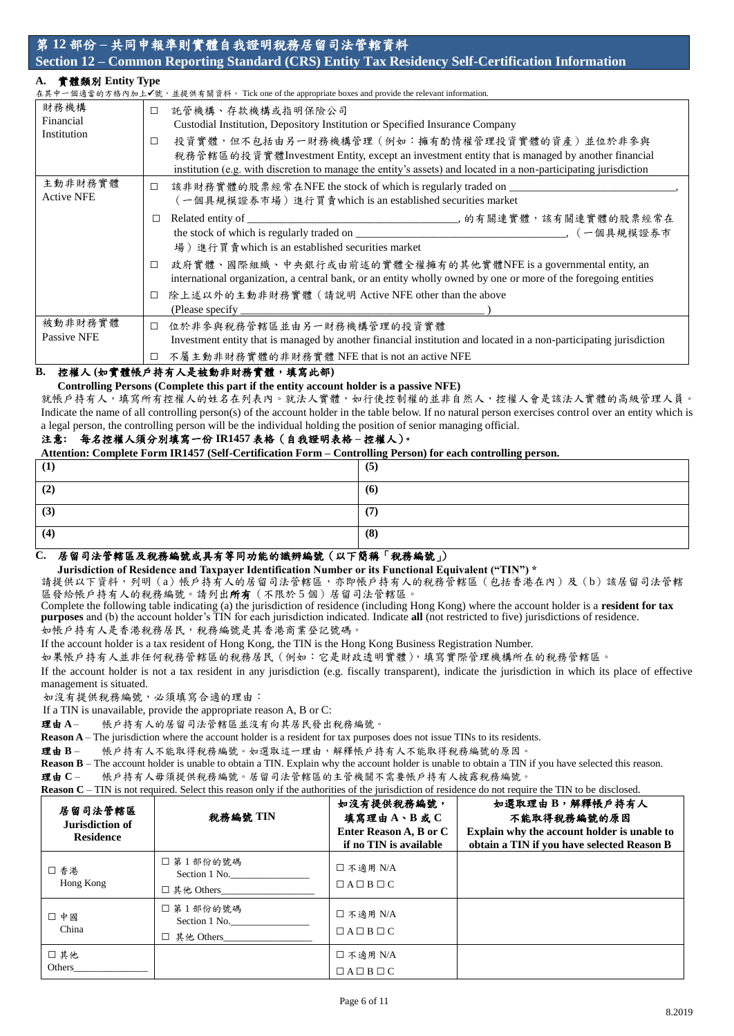## 第 12 部份 – 共同申報準則實體自我證明稅務居留司法管轄資料
## Section 12 – Common Reporting Standard (CRS) Entity Tax Residency Self-Certification Information

### A. 實體類別 Entity Type

在其中一個適當的方格內加上✔號，並提供有關資料。 Tick one of the appropriate boxes and provide the relevant information.

| | |
|---|---|
| 財務機構 Financial Institution | ☐ 託管機構、存款機構或指明保險公司 Custodial Institution, Depository Institution or Specified Insurance Company<br>☐ 投資實體，但不包括由另一財務機構管理（例如：擁有酌情權管理投資實體的資產）並位於非參與稅務管轄區的投資實體Investment Entity, except an investment entity that is managed by another financial institution (e.g. with discretion to manage the entity's assets) and located in a non-participating jurisdiction |
| 主動非財務實體 Active NFE | ☐ 該非財務實體的股票經常在NFE the stock of which is regularly traded on ______________________________,（一個具規模證券市場）進行買賣which is an established securities market<br>☐ Related entity of ______________________________, 的有關連實體，該有關連實體的股票經常在 the stock of which is regularly traded on ______________________________,（一個具規模證券市場）進行買賣which is an established securities market<br>☐ 政府實體、國際組織、中央銀行或由前述的實體全權擁有的其他實體NFE is a governmental entity, an international organization, a central bank, or an entity wholly owned by one or more of the foregoing entities<br>☐ 除上述以外的主動非財務實體（請說明 Active NFE other than the above (Please specify ______________________________ ) |
| 被動非財務實體 Passive NFE | ☐ 位於非參與稅務管轄區並由另一財務機構管理的投資實體 Investment entity that is managed by another financial institution and located in a non-participating jurisdiction<br>☐ 不屬主動非財務實體的非財務實體 NFE that is not an active NFE |

### B. 控權人 (如實體帳戶持有人是被動非財務實體，填寫此部)

**Controlling Persons (Complete this part if the entity account holder is a passive NFE)**

就帳戶持有人，填寫所有控權人的姓名在列表內。就法人實體，如行使控制權的並非自然人，控權人會是該法人實體的高級管理人員。Indicate the name of all controlling person(s) of the account holder in the table below. If no natural person exercises control over an entity which is a legal person, the controlling person will be the individual holding the position of senior managing official.

**注意: 每名控權人須分別填寫一份 IR1457 表格（自我證明表格 – 控權人）。**

**Attention: Complete Form IR1457 (Self-Certification Form – Controlling Person) for each controlling person.**

| | |
|---|---|
| (1) | (5) |
| (2) | (6) |
| (3) | (7) |
| (4) | (8) |

### C. 居留司法管轄區及稅務編號或具有等同功能的識辨編號（以下簡稱「稅務編號」）

**Jurisdiction of Residence and Taxpayer Identification Number or its Functional Equivalent ("TIN") ***

請提供以下資料，列明（a）帳戶持有人的居留司法管轄區，亦即帳戶持有人的稅務管轄區（包括香港在內）及（b）該居留司法管轄區發給帳戶持有人的稅務編號。請列出**所有**（不限於 5 個）居留司法管轄區。

Complete the following table indicating (a) the jurisdiction of residence (including Hong Kong) where the account holder is a **resident for tax purposes** and (b) the account holder's TIN for each jurisdiction indicated. Indicate **all** (not restricted to five) jurisdictions of residence.

如帳戶持有人是香港稅務居民，稅務編號是其香港商業登記號碼。

If the account holder is a tax resident of Hong Kong, the TIN is the Hong Kong Business Registration Number.

如果帳戶持有人並非任何稅務管轄區的稅務居民（例如：它是財政透明實體），填寫實際管理機構所在的稅務管轄區。

If the account holder is not a tax resident in any jurisdiction (e.g. fiscally transparent), indicate the jurisdiction in which its place of effective management is situated.

如沒有提供稅務編號，必須填寫合適的理由：

If a TIN is unavailable, provide the appropriate reason A, B or C:

**理由 A** – 帳戶持有人的居留司法管轄區並沒有向其居民發出稅務編號。

**Reason A** – The jurisdiction where the account holder is a resident for tax purposes does not issue TINs to its residents.

**理由 B** – 帳戶持有人不能取得稅務編號。如選取這一理由，解釋帳戶持有人不能取得稅務編號的原因。

**Reason B** – The account holder is unable to obtain a TIN. Explain why the account holder is unable to obtain a TIN if you have selected this reason.

**理由 C** – 帳戶持有人毋須提供稅務編號。居留司法管轄區的主管機關不需要帳戶持有人披露稅務編號。

**Reason C** – TIN is not required. Select this reason only if the authorities of the jurisdiction of residence do not require the TIN to be disclosed.

| 居留司法管轄區 Jurisdiction of Residence | 稅務編號 TIN | 如沒有提供稅務編號，填寫理由 A、B 或 C Enter Reason A, B or C if no TIN is available | 如選取理由 B，解釋帳戶持有人不能取得稅務編號的原因 Explain why the account holder is unable to obtain a TIN if you have selected Reason B |
|---|---|---|---|
| ☐ 香港 Hong Kong | ☐ 第 1 部份的號碼 Section 1 No.______________<br>☐ 其他 Others______________ | ☐ 不適用 N/A<br>☐ A ☐ B ☐ C | |
| ☐ 中國 China | ☐ 第 1 部份的號碼 Section 1 No.______________<br>☐ 其他 Others______________ | ☐ 不適用 N/A<br>☐ A ☐ B ☐ C | |
| ☐ 其他 Others______________ | | ☐ 不適用 N/A<br>☐ A ☐ B ☐ C | |

8.2019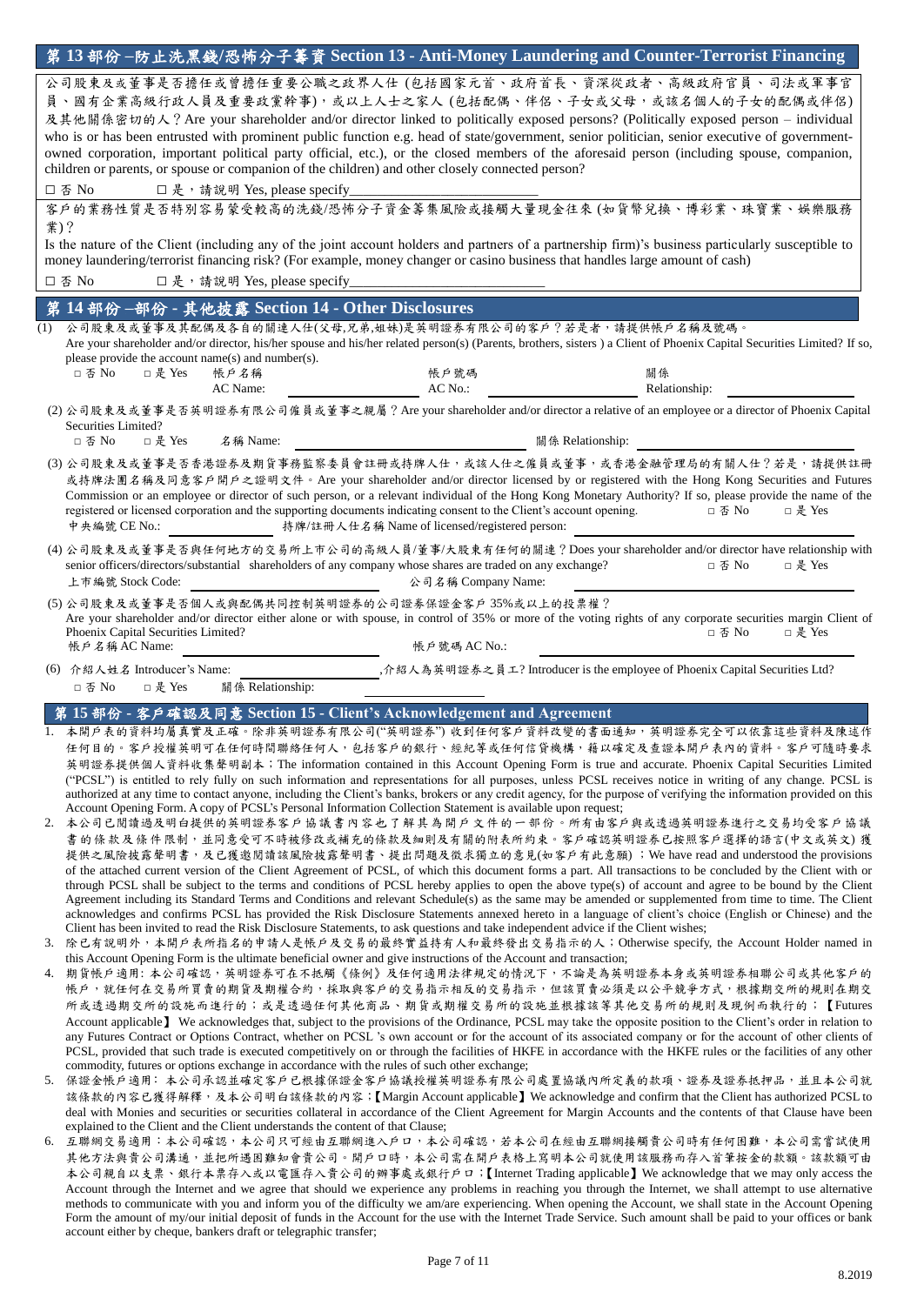## 第 13 部份 –防止洗黑錢/恐怖分子籌資 Section 13 - Anti-Money Laundering and Counter-Terrorist Financing

公司股東及或董事是否擔任或曾擔任重要公職之政界人仕 (包括國家元首、政府首長、資深從政者、高級政府官員、司法或軍事官員、國有企業高級行政人員及重要政黨幹事)，或以上人士之家人 (包括配偶、伴侶、子女或父母，或該名個人的子女的配偶或伴侶) 及其他關係密切的人？Are your shareholder and/or director linked to politically exposed persons? (Politically exposed person – individual who is or has been entrusted with prominent public function e.g. head of state/government, senior politician, senior executive of government-owned corporation, important political party official, etc.), or the closed members of the aforesaid person (including spouse, companion, children or parents, or spouse or companion of the children) and other closely connected person?

□ 否 No　　□ 是，請說明 Yes, please specify\_\_\_\_\_\_\_\_\_\_\_\_\_\_\_\_\_\_\_\_

客戶的業務性質是否特別容易蒙受較高的洗錢/恐怖分子資金籌集風險或接觸大量現金往來 (如貨幣兌換、博彩業、珠寶業、娛樂服務業)？

Is the nature of the Client (including any of the joint account holders and partners of a partnership firm)'s business particularly susceptible to money laundering/terrorist financing risk? (For example, money changer or casino business that handles large amount of cash)

□ 否 No　　□ 是，請說明 Yes, please specify\_\_\_\_\_\_\_\_\_\_\_\_\_\_\_\_\_\_\_\_

## 第 14 部份 –部份 - 其他披露 Section 14 - Other Disclosures

(1) 公司股東及或董事及其配偶及各自的關連人仕(父母,兄弟,姐妹)是英明證券有限公司的客戶？若是者，請提供帳戶名稱及號碼。
Are your shareholder and/or director, his/her spouse and his/her related person(s) (Parents, brothers, sisters ) a Client of Phoenix Capital Securities Limited? If so, please provide the account name(s) and number(s).
□ 否 No　□ 是 Yes　帳戶名稱 AC Name: \_\_\_\_\_\_\_\_　帳戶號碼 AC No.: \_\_\_\_\_\_\_\_　關係 Relationship: \_\_\_\_\_\_\_\_

(2) 公司股東及或董事是否英明證券有限公司僱員或董事之親屬？Are your shareholder and/or director a relative of an employee or a director of Phoenix Capital Securities Limited?
□ 否 No　□ 是 Yes　名稱 Name: \_\_\_\_\_\_\_\_　關係 Relationship: \_\_\_\_\_\_\_\_

(3) 公司股東及或董事是否香港證券及期貨事務監察委員會註冊或持牌人仕，或該人仕之僱員或董事，或香港金融管理局的有關人仕？若是，請提供註冊或持牌法團名稱及同意客戶開戶之證明文件。Are your shareholder and/or director licensed by or registered with the Hong Kong Securities and Futures Commission or an employee or director of such person, or a relevant individual of the Hong Kong Monetary Authority? If so, please provide the name of the registered or licensed corporation and the supporting documents indicating consent to the Client's account opening.　□ 否 No　□ 是 Yes
中央編號 CE No.: \_\_\_\_\_\_\_\_　持牌/註冊人仕名稱 Name of licensed/registered person: \_\_\_\_\_\_\_\_

(4) 公司股東及或董事是否與任何地方的交易所上市公司的高級人員/董事/大股東有任何的關連？Does your shareholder and/or director have relationship with senior officers/directors/substantial shareholders of any company whose shares are traded on any exchange?　□ 否 No　□ 是 Yes
上市編號 Stock Code: \_\_\_\_\_\_\_\_　公司名稱 Company Name: \_\_\_\_\_\_\_\_

(5) 公司股東及或董事是否個人或與配偶共同控制英明證券的公司證券保證金客戶 35%或以上的投票權？
Are your shareholder and/or director either alone or with spouse, in control of 35% or more of the voting rights of any corporate securities margin Client of Phoenix Capital Securities Limited?　□ 否 No　□ 是 Yes
帳戶名稱 AC Name: \_\_\_\_\_\_\_\_　帳戶號碼 AC No.: \_\_\_\_\_\_\_\_

(6) 介紹人姓名 Introducer's Name: \_\_\_\_\_\_\_\_ ,介紹人為英明證券之員工? Introducer is the employee of Phoenix Capital Securities Ltd?
□ 否 No　□ 是 Yes　關係 Relationship: \_\_\_\_\_\_\_\_

## 第 15 部份 - 客戶確認及同意 Section 15 - Client's Acknowledgement and Agreement

1. 本開戶表的資料均屬真實及正確。除非英明證券有限公司("英明證券") 收到任何客戶資料改變的書面通知，英明證券完全可以依靠這些資料及陳述作任何目的。客戶授權英明可在任何時間聯絡任何人，包括客戶的銀行、經紀等或任何信貸機構，藉以確定及查證本開戶表內的資料。客戶可隨時要求英明證券提供個人資料收集聲明副本；The information contained in this Account Opening Form is true and accurate. Phoenix Capital Securities Limited ("PCSL") is entitled to rely fully on such information and representations for all purposes, unless PCSL receives notice in writing of any change. PCSL is authorized at any time to contact anyone, including the Client's banks, brokers or any credit agency, for the purpose of verifying the information provided on this Account Opening Form. A copy of PCSL's Personal Information Collection Statement is available upon request;
2. 本公司已閱讀過及明白提供的英明證券客戶協議書內容也了解其為開戶文件的一部份。所有由客戶與或透過英明證券進行之交易均受客戶協議書的條款及條件限制，並同意受可不時被修改或補充的條款及細則及有關的附表所約束。客戶確認英明證券已按照客戶選擇的語言(中文或英文) 獲提供之風險披露聲明書，及已獲邀閱讀該風險披露聲明書、提出問題及徵求獨立的意見(如客戶有此意願)；We have read and understood the provisions of the attached current version of the Client Agreement of PCSL, of which this document forms a part. All transactions to be concluded by the Client with or through PCSL shall be subject to the terms and conditions of PCSL hereby applies to open the above type(s) of account and agree to be bound by the Client Agreement including its Standard Terms and Conditions and relevant Schedule(s) as the same may be amended or supplemented from time to time. The Client acknowledges and confirms PCSL has provided the Risk Disclosure Statements annexed hereto in a language of client's choice (English or Chinese) and the Client has been invited to read the Risk Disclosure Statements, to ask questions and take independent advice if the Client wishes;
3. 除已有說明外，本開戶表所指名的申請人是帳戶及交易的最終實益持有人和最終發出交易指示的人；Otherwise specify, the Account Holder named in this Account Opening Form is the ultimate beneficial owner and give instructions of the Account and transaction;
4. 期貨帳戶適用: 本公司確認，英明證券可在不抵觸《條例》及任何適用法律規定的情況下，不論是為英明證券本身或英明證券相聯公司或其他客戶的帳戶，就任何在交易所買賣的期貨及期權合約，採取與客戶的交易指示相反的交易指示，但該買賣必須是以公平競爭方式，根據期交所的規則在期交所或透過期交所的設施而進行的；或是透過任何其他商品、期貨或期權交易所的設施並根據該等其他交易所的規則及規例而執行的；【Futures Account applicable】 We acknowledges that, subject to the provisions of the Ordinance, PCSL may take the opposite position to the Client's order in relation to any Futures Contract or Options Contract, whether on PCSL 's own account or for the account of its associated company or for the account of other clients of PCSL, provided that such trade is executed competitively on or through the facilities of HKFE in accordance with the HKFE rules or the facilities of any other commodity, futures or options exchange in accordance with the rules of such other exchange;
5. 保證金帳戶適用：本公司承認並確定客戶已根據保證金客戶協議授權英明證券有限公司處置協議內所定義的款項、證券及證券抵押品，並且本公司就該條款的內容已獲得解釋，及本公司明白該條款的內容；【Margin Account applicable】We acknowledge and confirm that the Client has authorized PCSL to deal with Monies and securities or securities collateral in accordance of the Client Agreement for Margin Accounts and the contents of that Clause have been explained to the Client and the Client understands the content of that Clause;
6. 互聯網交易適用：本公司確認，本公司只可經由互聯網進入戶口，本公司確認，若本公司在經由互聯網接觸貴公司時有任何困難，本公司需嘗試使用其他方法與貴公司溝通，並把所遇困難知會貴公司。開戶口時，本公司需在開戶表格上寫明本公司就使用該服務而存入首筆按金的款額。該款額可由本公司親自以支票、銀行本票存入或以電匯存入貴公司的辦事處或銀行戶口；【Internet Trading applicable】We acknowledge that we may only access the Account through the Internet and we agree that should we experience any problems in reaching you through the Internet, we shall attempt to use alternative methods to communicate with you and inform you of the difficulty we am/are experiencing. When opening the Account, we shall state in the Account Opening Form the amount of my/our initial deposit of funds in the Account for the use with the Internet Trade Service. Such amount shall be paid to your offices or bank account either by cheque, bankers draft or telegraphic transfer;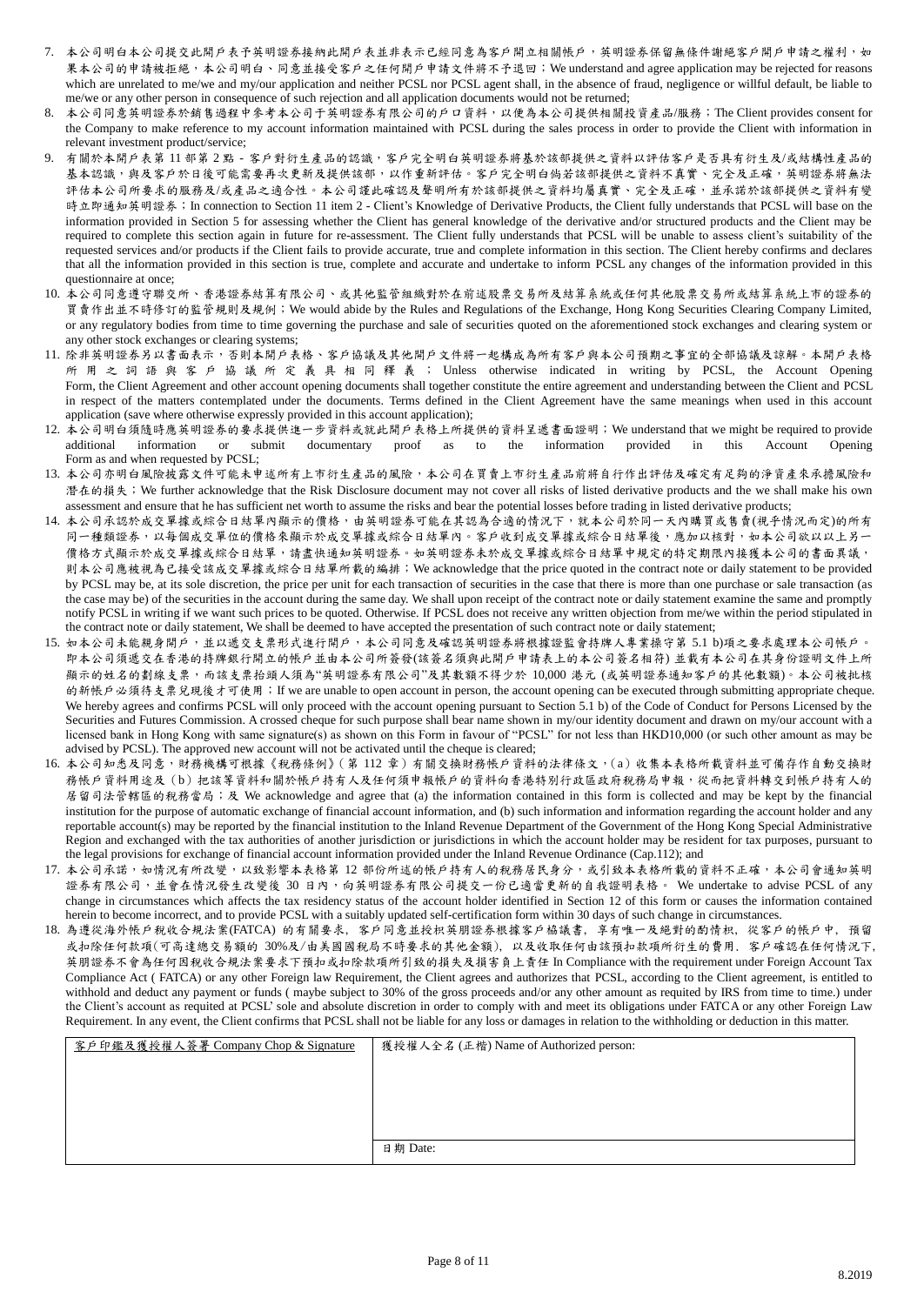7. 本公司明白本公司提交此開戶表予英明證券接納此開戶表並非表示已經同意為客戶開立相關帳戶，英明證券保留無條件謝絕客戶開戶申請之權利，如果本公司的申請被拒絕，本公司明白、同意並接受客戶之任何開戶申請文件將不予退回；We understand and agree application may be rejected for reasons which are unrelated to me/we and my/our application and neither PCSL nor PCSL agent shall, in the absence of fraud, negligence or willful default, be liable to me/we or any other person in consequence of such rejection and all application documents would not be returned;
8. 本公司同意英明證券於銷售過程中參考本公司于英明證券有限公司的户口資料，以便為本公司提供相關投資產品/服務；The Client provides consent for the Company to make reference to my account information maintained with PCSL during the sales process in order to provide the Client with information in relevant investment product/service;
9. 有關於本開戶表第 11 部第 2 點 - 客戶對衍生產品的認識，客户完全明白英明證券將基於該部提供之資料以評估客戶是否具有衍生及/或結構性產品的基本認識，與及客戶於日後可能需要再次更新及提供該部，以作重新評估。客户完全明白倘若該部提供之資料不真實、完全及正確，英明證券將無法評估本公司所要求的服務及/或產品之適合性。本公司謹此確認及聲明所有於該部提供之資料均屬真實、完全及正確，並承諾於該部提供之資料有變時立即通知英明證券；In connection to Section 11 item 2 - Client's Knowledge of Derivative Products, the Client fully understands that PCSL will base on the information provided in Section 5 for assessing whether the Client has general knowledge of the derivative and/or structured products and the Client may be required to complete this section again in future for re-assessment. The Client fully understands that PCSL will be unable to assess client's suitability of the requested services and/or products if the Client fails to provide accurate, true and complete information in this section. The Client hereby confirms and declares that all the information provided in this section is true, complete and accurate and undertake to inform PCSL any changes of the information provided in this questionnaire at once;
10. 本公司同意遵守聯交所、香港證券結算有限公司、或其他監管組織對於在前述股票交易所及結算系統或任何其他股票交易所或結算系統上市的證券的買賣作出並不時修訂的監管規則及規例；We would abide by the Rules and Regulations of the Exchange, Hong Kong Securities Clearing Company Limited, or any regulatory bodies from time to time governing the purchase and sale of securities quoted on the aforementioned stock exchanges and clearing system or any other stock exchanges or clearing systems;
11. 除非英明證券另以書面表示，否則本開户表格、客戶協議及其他開戶文件將一起構成為所有客戶與本公司預期之事宜的全部協議及諒解。本開戶表格所用之詞語與客戶協議所定義具相同釋義；Unless otherwise indicated in writing by PCSL, the Account Opening Form, the Client Agreement and other account opening documents shall together constitute the entire agreement and understanding between the Client and PCSL in respect of the matters contemplated under the documents. Terms defined in the Client Agreement have the same meanings when used in this account application (save where otherwise expressly provided in this account application);
12. 本公司明白有須隨時應英明證券的要求提供進一步資料或就此開戶表格上所提供的資料呈遞書面證明；We understand that we might be required to provide additional information or submit documentary proof as to the information provided in this Account Opening Form as and when requested by PCSL;
13. 本公司亦明白風險披露文件可能未申述所有上市衍生產品的風險，本公司在買賣上市衍生產品前將自行作出評估及確定有足夠的淨資產來承擔風險和潛在的損失；We further acknowledge that the Risk Disclosure document may not cover all risks of listed derivative products and the we shall make his own assessment and ensure that he has sufficient net worth to assume the risks and bear the potential losses before trading in listed derivative products;
14. 本公司承認於成交單據或綜合日結單內顯示的價格，由英明證券可能在其認為合適的情況下，就本公司於同一天內購買或售賣(視乎情況而定)的所有同一種類證券，以每個成交單位的價格來顯示於成交單據或綜合日結單內。客户收到成交單據或綜合日結單後，應加以核對，如本公司欲以以上另一價格方式顯示於成交單據或綜合日結單，請盡快通知英明證券。如英明證券未於成交單據或綜合日結單中規定的特定期限內接獲本公司的書面異議，則本公司應被視為已接受該成交單據或綜合日結單所載的編排；We acknowledge that the price quoted in the contract note or daily statement to be provided by PCSL may be, at its sole discretion, the price per unit for each transaction of securities in the case that there is more than one purchase or sale transaction (as the case may be) of the securities in the account during the same day. We shall upon receipt of the contract note or daily statement examine the same and promptly notify PCSL in writing if we want such prices to be quoted. Otherwise. If PCSL does not receive any written objection from me/we within the period stipulated in the contract note or daily statement, We shall be deemed to have accepted the presentation of such contract note or daily statement;
15. 如本公司未能親身開户，並以遞交支票形式進行開户，本公司同意及確認英明證券將根據證監會持牌人專業操守第 5.1 b)項之要求處理本公司帳户。即本公司須遞交在香港的持牌銀行開立的帳户並由本公司所簽發(該簽名須與此開户申請表上的本公司簽名相符) 並載有本公司在其身份證明文件上所顯示的姓名的劃線支票，而該支票抬頭人須為"英明證券有限公司"及其數額不得少於 10,000 港元 (或英明證券通知客户的其他數額)。本公司被批核的新帳户必須待支票兌現後才可使用；If we are unable to open account in person, the account opening can be executed through submitting appropriate cheque. We hereby agrees and confirms PCSL will only proceed with the account opening pursuant to Section 5.1 b) of the Code of Conduct for Persons Licensed by the Securities and Futures Commission. A crossed cheque for such purpose shall bear name shown in my/our identity document and drawn on my/our account with a licensed bank in Hong Kong with same signature(s) as shown on this Form in favour of "PCSL" for not less than HKD10,000 (or such other amount as may be advised by PCSL). The approved new account will not be activated until the cheque is cleared;
16. 本公司知悉及同意，財務機構可根據《稅務條例》(第 112 章) 有關交換財務帳户資料的法律條文，(a) 收集本表格所載資料並可備存作自動交換財務帳户資料用途及 (b) 把該等資料和關於帳户持有人及任何須申報帳户的資料向香港特別行政區政府稅務局申報，從而把資料轉交到帳户持有人的居留司法管轄區的稅務當局；及 We acknowledge and agree that (a) the information contained in this form is collected and may be kept by the financial institution for the purpose of automatic exchange of financial account information, and (b) such information and information regarding the account holder and any reportable account(s) may be reported by the financial institution to the Inland Revenue Department of the Government of the Hong Kong Special Administrative Region and exchanged with the tax authorities of another jurisdiction or jurisdictions in which the account holder may be resident for tax purposes, pursuant to the legal provisions for exchange of financial account information provided under the Inland Revenue Ordinance (Cap.112); and
17. 本公司承諾，如情況有所改變，以致影響本表格第 12 部份所述的帳户持有人的稅務居民身分，或引致本表格所載的資料不正確，本公司會通知英明證券有限公司，並會在情況發生改變後 30 日內，向英明證券有限公司提交一份已適當更新的自我證明表格。 We undertake to advise PCSL of any change in circumstances which affects the tax residency status of the account holder identified in Section 12 of this form or causes the information contained herein to become incorrect, and to provide PCSL with a suitably updated self-certification form within 30 days of such change in circumstances.
18. 為遵從海外帳户稅收合規法案(FATCA) 的有關要求，客户同意並授权英朋證券根據客户協議書，享有唯一及絕對的酌情权，從客户的帳户中，預留或扣除任何款項(可高達總交易額的 30%及/由美國國稅局不時要求的其他金額)，以及收取任何由該預扣款項所衍生的費用. 客户確認在任何情況下，英朋證券不會為任何因稅收合规法案要求下預扣或扣除款項所引致的損失及損害負上責任 In Compliance with the requirement under Foreign Account Tax Compliance Act ( FATCA) or any other Foreign law Requirement, the Client agrees and authorizes that PCSL, according to the Client agreement, is entitled to withhold and deduct any payment or funds ( maybe subject to 30% of the gross proceeds and/or any other amount as requited by IRS from time to time.) under the Client's account as requited at PCSL' sole and absolute discretion in order to comply with and meet its obligations under FATCA or any other Foreign Law Requirement. In any event, the Client confirms that PCSL shall not be liable for any loss or damages in relation to the withholding or deduction in this matter.

| 客户印鑑及獲授權人簽署 Company Chop & Signature | 獲授權人全名 (正楷) Name of Authorized person: |
|---|---|
| | 日期 Date: |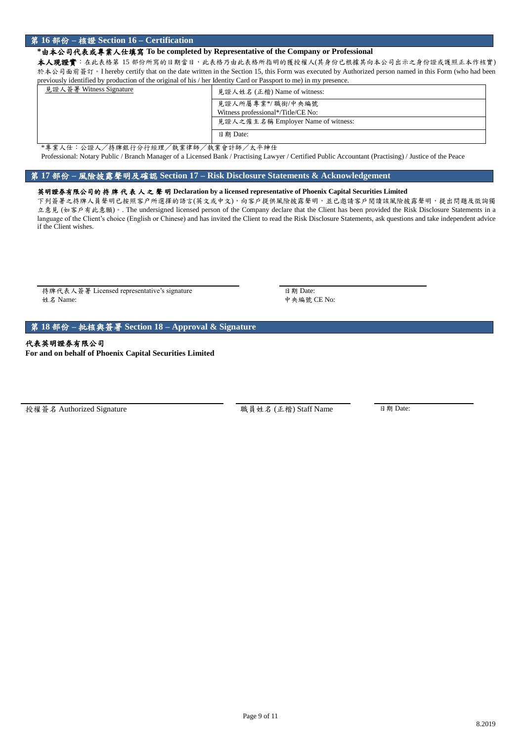## 第 16 部份 – 核證 Section 16 – Certification

**\*由本公司代表或專業人仕填寫 To be completed by Representative of the Company or Professional**

**本人現證實**：在此表格第 15 部份所寫的日期當日，此表格乃由此表格所指明的獲授權人(其身份已根據其向本公司出示之身份證或護照正本作核實)於本公司面前簽訂。I hereby certify that on the date written in the Section 15, this Form was executed by Authorized person named in this Form (who had been previously identified by production of the original of his / her Identity Card or Passport to me) in my presence.

| 見證人簽署 Witness Signature | 見證人姓名 (正楷) Name of witness: |
|---|---|
| | 見證人所屬專業*/ 職銜/中央編號<br>Witness professional*/Title/CE No: |
| | 見證人之僱主名稱 Employer Name of witness: |
| | 日期 Date: |

*專業人仕：公證人／持牌銀行分行經理／執業律師／執業會計師／太平紳仕

Professional: Notary Public / Branch Manager of a Licensed Bank / Practising Lawyer / Certified Public Accountant (Practising) / Justice of the Peace

## 第 17 部份 – 風險披露聲明及確認 Section 17 – Risk Disclosure Statements & Acknowledgement

**英明證券有限公司的持牌代表人之聲明 Declaration by a licensed representative of Phoenix Capital Securities Limited**

下列簽署之持牌人員聲明已按照客戶所選擇的語言(英文或中文)，向客戶提供風險披露聲明，並已邀請客戶閱讀該風險披露聲明，提出問題及徵詢獨立意見 (如客戶有此意願)。. The undersigned licensed person of the Company declare that the Client has been provided the Risk Disclosure Statements in a language of the Client's choice (English or Chinese) and has invited the Client to read the Risk Disclosure Statements, ask questions and take independent advice if the Client wishes.

持牌代表人簽署 Licensed representative's signature
姓名 Name:

日期 Date:
中央編號 CE No:

## 第 18 部份 – 批核與簽署 Section 18 – Approval & Signature

**代表英明證券有限公司**
**For and on behalf of Phoenix Capital Securities Limited**

授權簽名 Authorized Signature

職員姓名 (正楷) Staff Name

日期 Date:

8.2019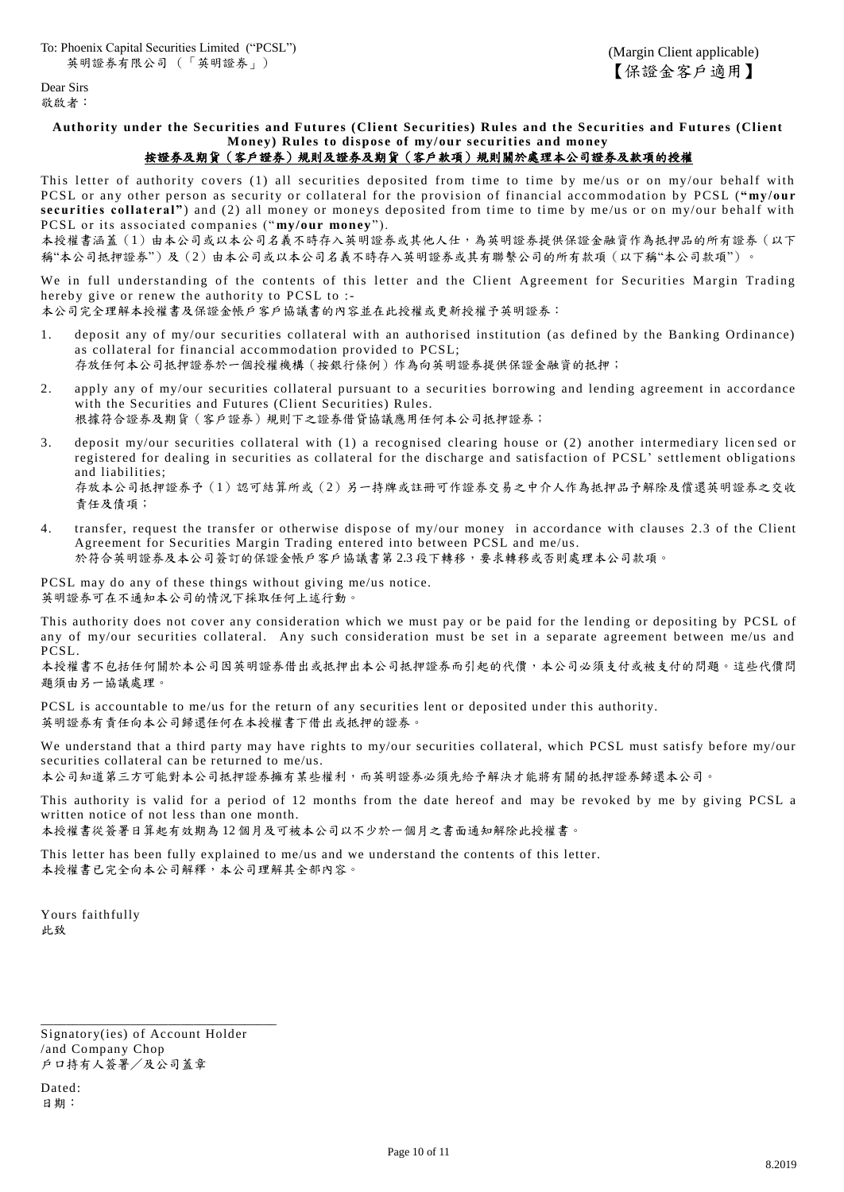To: Phoenix Capital Securities Limited ("PCSL")
英明證券有限公司（「英明證券」）

(Margin Client applicable)
【保證金客戶適用】

Dear Sirs
敬啟者：

**Authority under the Securities and Futures (Client Securities) Rules and the Securities and Futures (Client Money) Rules to dispose of my/our securities and money**
**按證券及期貨（客戶證券）規則及證券及期貨（客戶款項）規則關於處理本公司證券及款項的授權**

This letter of authority covers (1) all securities deposited from time to time by me/us or on my/our behalf with PCSL or any other person as security or collateral for the provision of financial accommodation by PCSL (**"my/our securities collateral"**) and (2) all money or moneys deposited from time to time by me/us or on my/our behalf with PCSL or its associated companies ("**my/our money**").
本授權書涵蓋（1）由本公司或以本公司名義不時存入英明證券或其他人仕，為英明證券提供保證金融資作為抵押品的所有證券（以下稱"本公司抵押證券"）及（2）由本公司或以本公司名義不時存入英明證券或其有聯繫公司的所有款項（以下稱"本公司款項"）。

We in full understanding of the contents of this letter and the Client Agreement for Securities Margin Trading hereby give or renew the authority to PCSL to :-
本公司完全理解本授權書及保證金帳戶客戶協議書的內容並在此授權或更新授權予英明證券：

1. deposit any of my/our securities collateral with an authorised institution (as defined by the Banking Ordinance) as collateral for financial accommodation provided to PCSL;
   存放任何本公司抵押證券於一個授權機構（按銀行條例）作為向英明證券提供保證金融資的抵押；
2. apply any of my/our securities collateral pursuant to a securities borrowing and lending agreement in accordance with the Securities and Futures (Client Securities) Rules.
   根據符合證券及期貨（客戶證券）規則下之證券借貸協議應用任何本公司抵押證券；
3. deposit my/our securities collateral with (1) a recognised clearing house or (2) another intermediary licensed or registered for dealing in securities as collateral for the discharge and satisfaction of PCSL' settlement obligations and liabilities;
   存放本公司抵押證券予（1）認可結算所或（2）另一持牌或註冊可作證券交易之中介人作為抵押品予解除及償還英明證券之交收責任及債項；
4. transfer, request the transfer or otherwise dispose of my/our money in accordance with clauses 2.3 of the Client Agreement for Securities Margin Trading entered into between PCSL and me/us.
   於符合英明證券及本公司簽訂的保證金帳戶客戶協議書第 2.3 段下轉移，要求轉移或否則處理本公司款項。

PCSL may do any of these things without giving me/us notice.
英明證券可在不通知本公司的情況下採取任何上述行動。

This authority does not cover any consideration which we must pay or be paid for the lending or depositing by PCSL of any of my/our securities collateral. Any such consideration must be set in a separate agreement between me/us and PCSL.
本授權書不包括任何關於本公司因英明證券借出或抵押出本公司抵押證券而引起的代價，本公司必須支付或被支付的問題。這些代價問題須由另一協議處理。

PCSL is accountable to me/us for the return of any securities lent or deposited under this authority.
英明證券有責任向本公司歸還任何在本授權書下借出或抵押的證券。

We understand that a third party may have rights to my/our securities collateral, which PCSL must satisfy before my/our securities collateral can be returned to me/us.
本公司知道第三方可能對本公司抵押證券擁有某些權利，而英明證券必須先給予解決才能將有關的抵押證券歸還本公司。

This authority is valid for a period of 12 months from the date hereof and may be revoked by me by giving PCSL a written notice of not less than one month.
本授權書從簽署日算起有效期為 12 個月及可被本公司以不少於一個月之書面通知解除此授權書。

This letter has been fully explained to me/us and we understand the contents of this letter.
本授權書已完全向本公司解釋，本公司理解其全部內容。

Yours faithfully
此致

\_\_\_\_\_\_\_\_\_\_\_\_\_\_\_\_\_\_\_\_\_\_\_\_\_\_\_\_\_\_\_\_\_\_
Signatory(ies) of Account Holder
/and Company Chop
戶口持有人簽署／及公司蓋章

Dated:
日期：

8.2019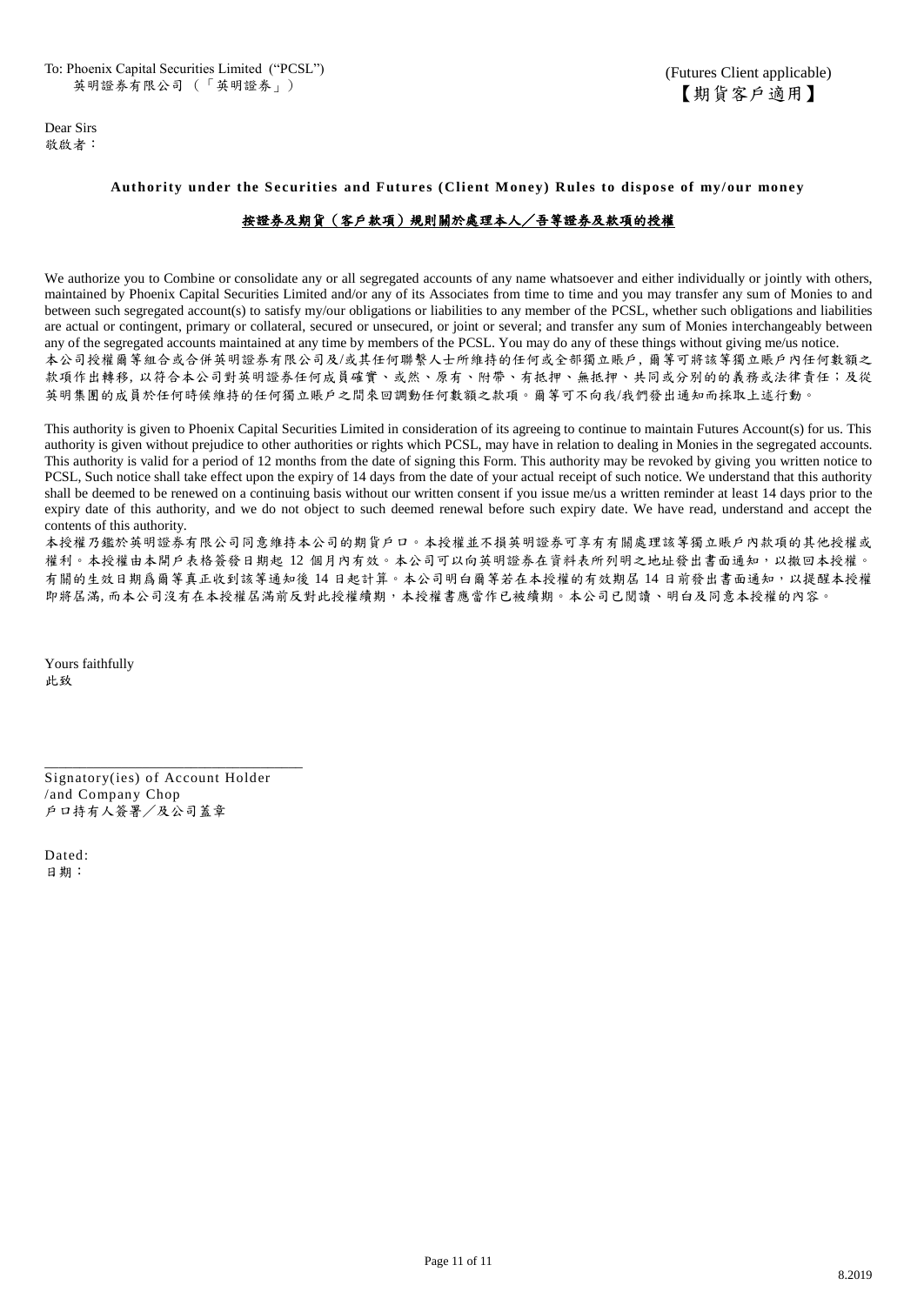To: Phoenix Capital Securities Limited ("PCSL")
英明證券有限公司（「英明證券」）

(Futures Client applicable)
【期貨客戶適用】

Dear Sirs
敬啟者：

**Authority under the Securities and Futures (Client Money) Rules to dispose of my/our money**

**按證券及期貨（客戶款項）規則關於處理本人／吾等證券及款項的授權**

We authorize you to Combine or consolidate any or all segregated accounts of any name whatsoever and either individually or jointly with others, maintained by Phoenix Capital Securities Limited and/or any of its Associates from time to time and you may transfer any sum of Monies to and between such segregated account(s) to satisfy my/our obligations or liabilities to any member of the PCSL, whether such obligations and liabilities are actual or contingent, primary or collateral, secured or unsecured, or joint or several; and transfer any sum of Monies interchangeably between any of the segregated accounts maintained at any time by members of the PCSL. You may do any of these things without giving me/us notice.
本公司授權爾等組合或合併英明證券有限公司及/或其任何聯繫人士所維持的任何或全部獨立賬戶，爾等可將該等獨立賬戶內任何數額之款項作出轉移，以符合本公司對英明證券任何成員確實、或然、原有、附帶、有抵押、無抵押、共同或分別的的義務或法律責任；及從英明集團的成員於任何時候維持的任何獨立賬戶之間來回調動任何數額之款項。爾等可不向我/我們發出通知而採取上述行動。

This authority is given to Phoenix Capital Securities Limited in consideration of its agreeing to continue to maintain Futures Account(s) for us. This authority is given without prejudice to other authorities or rights which PCSL, may have in relation to dealing in Monies in the segregated accounts. This authority is valid for a period of 12 months from the date of signing this Form. This authority may be revoked by giving you written notice to PCSL, Such notice shall take effect upon the expiry of 14 days from the date of your actual receipt of such notice. We understand that this authority shall be deemed to be renewed on a continuing basis without our written consent if you issue me/us a written reminder at least 14 days prior to the expiry date of this authority, and we do not object to such deemed renewal before such expiry date. We have read, understand and accept the contents of this authority.
本授權乃鑑於英明證券有限公司同意維持本公司的期貨戶口。本授權並不損英明證券可享有有關處理該等獨立賬戶內款項的其他授權或權利。本授權由本開戶表格簽發日期起 12 個月內有效。本公司可以向英明證券在資料表所列明之地址發出書面通知，以撤回本授權。有關的生效日期爲爾等真正收到該等通知後 14 日起計算。本公司明白爾等若在本授權的有效期屆 14 日前發出書面通知，以提醒本授權即將屆滿，而本公司沒有在本授權屆滿前反對此授權續期，本授權書應當作已被續期。本公司已閱讀、明白及同意本授權的內容。

Yours faithfully
此致

\_\_\_\_\_\_\_\_\_\_\_\_\_\_\_\_\_\_\_\_\_\_\_\_\_\_\_\_\_\_\_\_
Signatory(ies) of Account Holder
/and Company Chop
戶口持有人簽署／及公司蓋章

Dated:
日期：

8.2019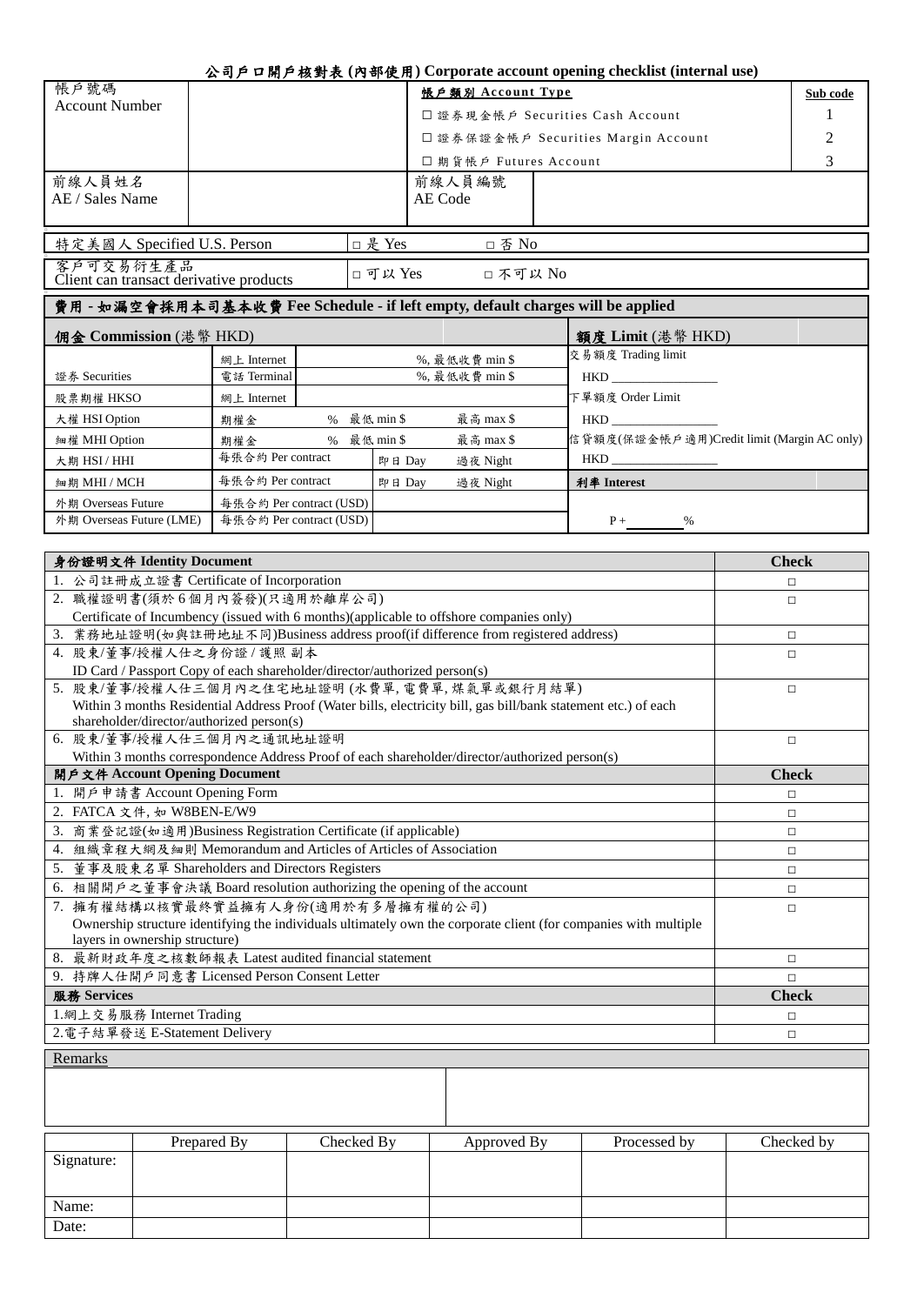# 公司戶口開戶核對表 (內部使用) Corporate account opening checklist (internal use)

| | | | | |
|---|---|---|---|---|
| 帳戶號碼<br>Account Number | | **帳戶類別 Account Type** | | **Sub code** |
| | | □ 證券現金帳戶 Securities Cash Account | | 1 |
| | | □ 證券保證金帳戶 Securities Margin Account | | 2 |
| | | □ 期貨帳戶 Futures Account | | 3 |
| 前線人員姓名<br>AE / Sales Name | | 前線人員編號<br>AE Code | | |

| | | |
|---|---|---|
| 特定美國人 Specified U.S. Person | □ 是 Yes | □ 否 No |
| 客戶可交易衍生產品<br>Client can transact derivative products | □ 可以 Yes | □ 不可以 No |

**費用 - 如漏空會採用本司基本收費 Fee Schedule - if left empty, default charges will be applied**

| **佣金 Commission** (港幣 HKD) | | | | | **額度 Limit** (港幣 HKD) |
|---|---|---|---|---|---|
| 證券 Securities | 網上 Internet | %, 最低收費 min $ | | | 交易額度 Trading limit |
| | 電話 Terminal | %, 最低收費 min $ | | | HKD ________ |
| 股票期權 HKSO | 網上 Internet | | | | 下單額度 Order Limit |
| 大權 HSI Option | 期權金 % | 最低 min $ | 最高 max $ | | HKD ________ |
| 細權 MHI Option | 期權金 % | 最低 min $ | 最高 max $ | | 信貸額度(保證金帳戶適用)Credit limit (Margin AC only) |
| 大期 HSI / HHI | 每張合約 Per contract | 即日 Day | 過夜 Night | | HKD ________ |
| 細期 MHI / MCH | 每張合約 Per contract | 即日 Day | 過夜 Night | | **利率 Interest** |
| 外期 Overseas Future | 每張合約 Per contract (USD) | | | | |
| 外期 Overseas Future (LME) | 每張合約 Per contract (USD) | | | | P + ______ % |

| **身份證明文件 Identity Document** | **Check** |
|---|---|
| 1. 公司註冊成立證書 Certificate of Incorporation | □ |
| 2. 職權證明書(須於6個月內簽發)(只適用於離岸公司)<br>Certificate of Incumbency (issued with 6 months)(applicable to offshore companies only) | □ |
| 3. 業務地址證明(如與註冊地址不同)Business address proof(if difference from registered address) | □ |
| 4. 股東/董事/授權人仕之身份證 / 護照 副本<br>ID Card / Passport Copy of each shareholder/director/authorized person(s) | □ |
| 5. 股東/董事/授權人仕三個月內之住宅地址證明 (水費單, 電費單, 煤氣單或銀行月結單)<br>Within 3 months Residential Address Proof (Water bills, electricity bill, gas bill/bank statement etc.) of each shareholder/director/authorized person(s) | □ |
| 6. 股東/董事/授權人仕三個月內之通訊地址證明<br>Within 3 months correspondence Address Proof of each shareholder/director/authorized person(s) | □ |
| **開戶文件 Account Opening Document** | **Check** |
| 1. 開戶申請書 Account Opening Form | □ |
| 2. FATCA 文件, 如 W8BEN-E/W9 | □ |
| 3. 商業登記證(如適用)Business Registration Certificate (if applicable) | □ |
| 4. 組織章程大綱及細則 Memorandum and Articles of Articles of Association | □ |
| 5. 董事及股東名單 Shareholders and Directors Registers | □ |
| 6. 相關開戶之董事會決議 Board resolution authorizing the opening of the account | □ |
| 7. 擁有權結構以核實最終實益擁有人身份(適用於有多層擁有權的公司)<br>Ownership structure identifying the individuals ultimately own the corporate client (for companies with multiple layers in ownership structure) | □ |
| 8. 最新財政年度之核數師報表 Latest audited financial statement | □ |
| 9. 持牌人仕開戶同意書 Licensed Person Consent Letter | □ |
| **服務 Services** | **Check** |
| 1.網上交易服務 Internet Trading | □ |
| 2.電子結單發送 E-Statement Delivery | □ |

Remarks

| | Prepared By | Checked By | Approved By | Processed by | Checked by |
|---|---|---|---|---|---|
| Signature: | | | | | |
| Name: | | | | | |
| Date: | | | | | |